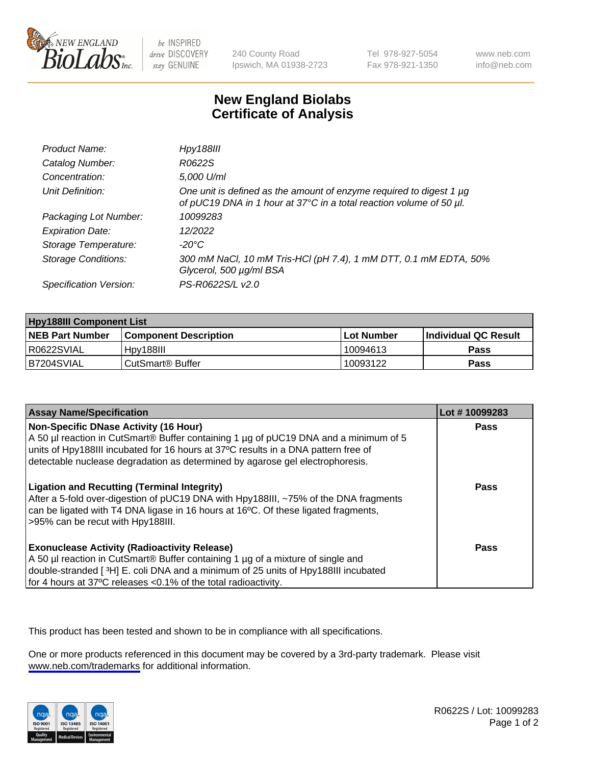NEW ENGLAND BioLabs Inc. | be INSPIRED drive DISCOVERY stay GENUINE | 240 County Road Ipswich, MA 01938-2723 | Tel 978-927-5054 Fax 978-921-1350 | www.neb.com info@neb.com

# New England Biolabs Certificate of Analysis

| | |
|---|---|
| *Product Name:* | *Hpy188III* |
| *Catalog Number:* | *R0622S* |
| *Concentration:* | *5,000 U/ml* |
| *Unit Definition:* | *One unit is defined as the amount of enzyme required to digest 1 µg of pUC19 DNA in 1 hour at 37°C in a total reaction volume of 50 µl.* |
| *Packaging Lot Number:* | *10099283* |
| *Expiration Date:* | *12/2022* |
| *Storage Temperature:* | *-20°C* |
| *Storage Conditions:* | *300 mM NaCl, 10 mM Tris-HCl (pH 7.4), 1 mM DTT, 0.1 mM EDTA, 50% Glycerol, 500 µg/ml BSA* |
| *Specification Version:* | *PS-R0622S/L v2.0* |

| Hpy188III Component List | | | |
|---|---|---|---|
| **NEB Part Number** | **Component Description** | **Lot Number** | **Individual QC Result** |
| R0622SVIAL | Hpy188III | 10094613 | **Pass** |
| B7204SVIAL | CutSmart® Buffer | 10093122 | **Pass** |

| Assay Name/Specification | Lot # 10099283 |
|---|---|
| **Non-Specific DNase Activity (16 Hour)**<br>A 50 µl reaction in CutSmart® Buffer containing 1 µg of pUC19 DNA and a minimum of 5 units of Hpy188III incubated for 16 hours at 37ºC results in a DNA pattern free of detectable nuclease degradation as determined by agarose gel electrophoresis. | **Pass** |
| **Ligation and Recutting (Terminal Integrity)**<br>After a 5-fold over-digestion of pUC19 DNA with Hpy188III, ~75% of the DNA fragments can be ligated with T4 DNA ligase in 16 hours at 16ºC. Of these ligated fragments, >95% can be recut with Hpy188III. | **Pass** |
| **Exonuclease Activity (Radioactivity Release)**<br>A 50 µl reaction in CutSmart® Buffer containing 1 µg of a mixture of single and double-stranded [ $^{3}$H] E. coli DNA and a minimum of 25 units of Hpy188III incubated for 4 hours at 37ºC releases <0.1% of the total radioactivity. | **Pass** |

This product has been tested and shown to be in compliance with all specifications.

One or more products referenced in this document may be covered by a 3rd-party trademark. Please visit www.neb.com/trademarks for additional information.

R0622S / Lot: 10099283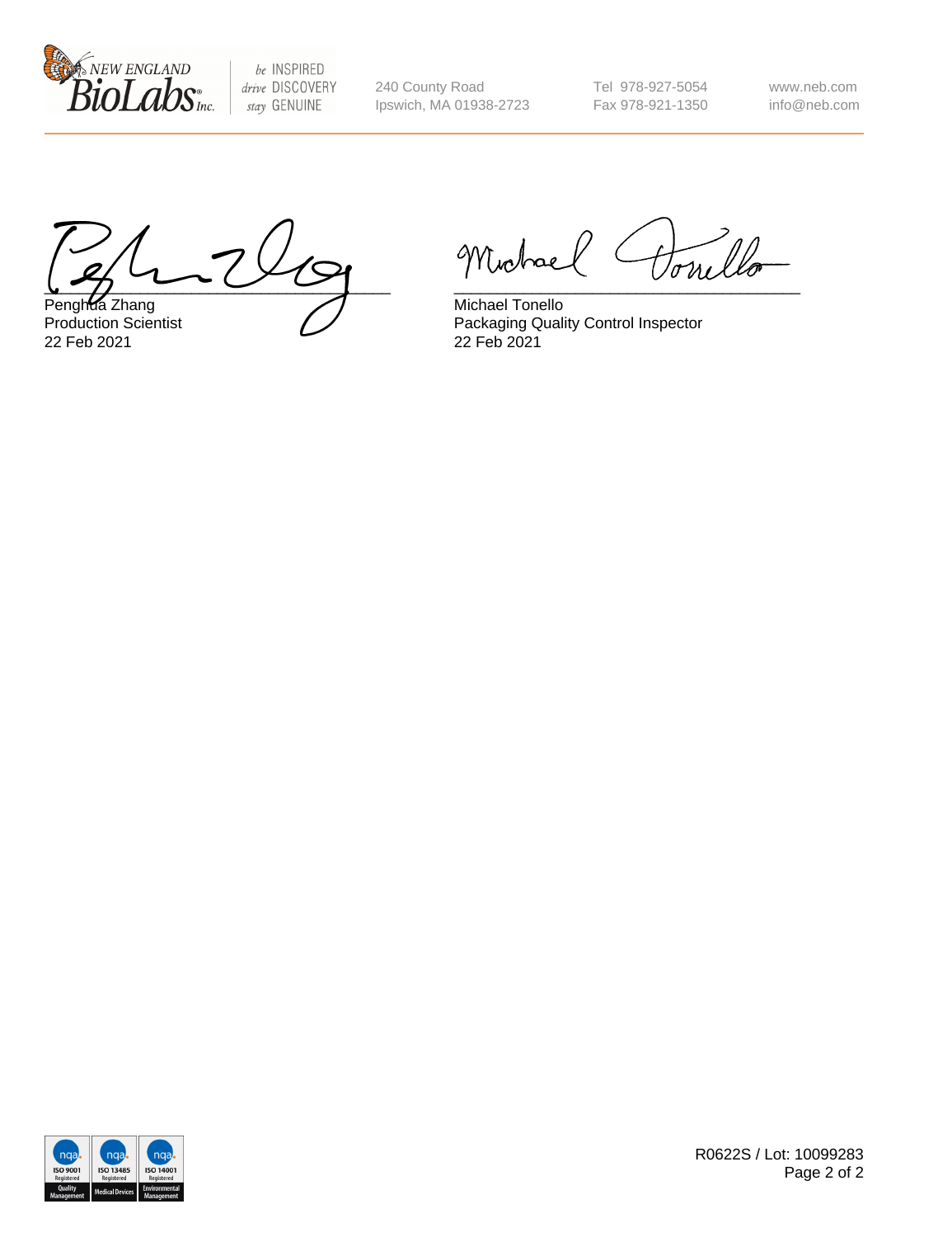240 County Road
Ipswich, MA 01938-2723

Tel 978-927-5054
Fax 978-921-1350

www.neb.com
info@neb.com

Penghua Zhang
Production Scientist
22 Feb 2021

Michael Tonello
Packaging Quality Control Inspector
22 Feb 2021

R0622S / Lot: 10099283